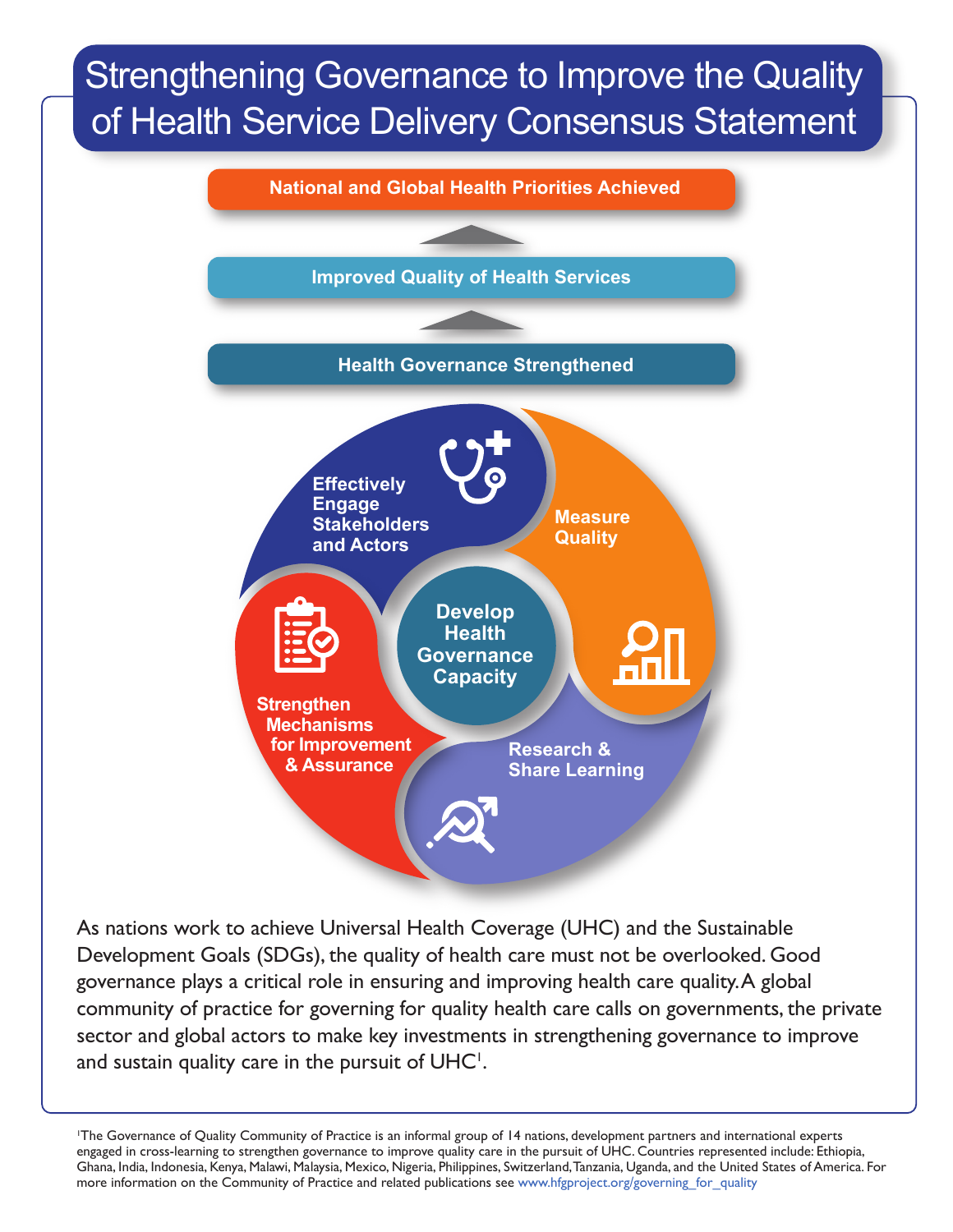# Strengthening Governance to Improve the Quality of Health Service Delivery Consensus Statement

**National and Global Health Priorities Achieved**

**Improved Quality of Health Services**

**Health Governance Strengthened**

**Effectively Engage Stakeholders and Actors**

**Measure Quality**

**Develop Health Governance Capacity**

**Research & Share Learning**

**Strengthen Mechanisms for Improvement & Assurance**

As nations work to achieve Universal Health Coverage (UHC) and the Sustainable Development Goals (SDGs), the quality of health care must not be overlooked. Good governance plays a critical role in ensuring and improving health care quality. A global community of practice for governing for quality health care calls on governments, the private sector and global actors to make key investments in strengthening governance to improve and sustain quality care in the pursuit of UHC[1].

[1]The Governance of Quality Community of Practice is an informal group of 14 nations, development partners and international experts engaged in cross-learning to strengthen governance to improve quality care in the pursuit of UHC. Countries represented include: Ethiopia, Ghana, India, Indonesia, Kenya, Malawi, Malaysia, Mexico, Nigeria, Philippines, Switzerland, Tanzania, Uganda, and the United States of America. For more information on the Community of Practice and related publications see www.hfgproject.org/governing_for_quality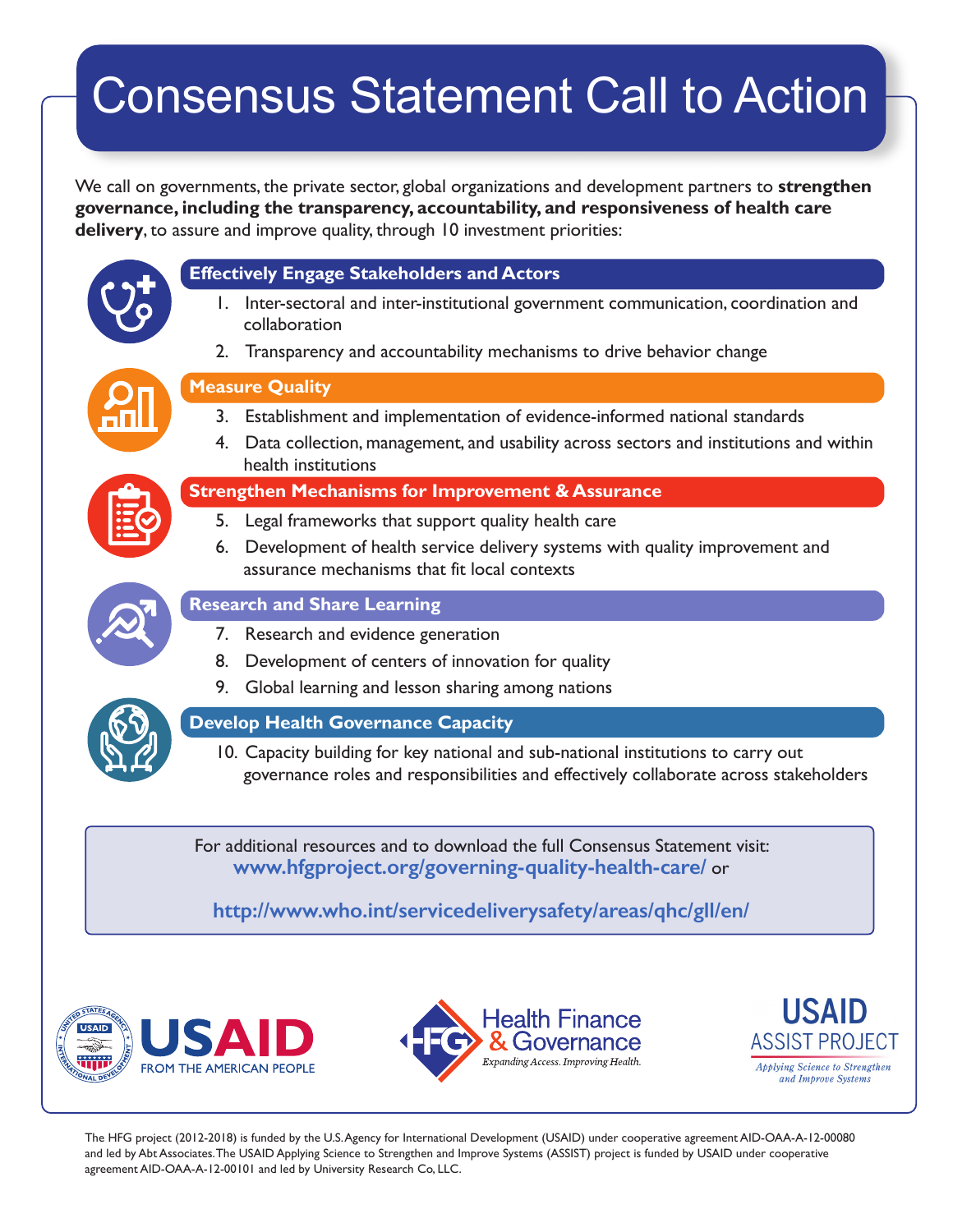# Consensus Statement Call to Action

We call on governments, the private sector, global organizations and development partners to **strengthen governance, including the transparency, accountability, and responsiveness of health care delivery**, to assure and improve quality, through 10 investment priorities:

## Effectively Engage Stakeholders and Actors

1. Inter-sectoral and inter-institutional government communication, coordination and collaboration
2. Transparency and accountability mechanisms to drive behavior change

## Measure Quality

3. Establishment and implementation of evidence-informed national standards
4. Data collection, management, and usability across sectors and institutions and within health institutions

## Strengthen Mechanisms for Improvement & Assurance

5. Legal frameworks that support quality health care
6. Development of health service delivery systems with quality improvement and assurance mechanisms that fit local contexts

## Research and Share Learning

7. Research and evidence generation
8. Development of centers of innovation for quality
9. Global learning and lesson sharing among nations

## Develop Health Governance Capacity

10. Capacity building for key national and sub-national institutions to carry out governance roles and responsibilities and effectively collaborate across stakeholders

For additional resources and to download the full Consensus Statement visit:
**www.hfgproject.org/governing-quality-health-care/** or

**http://www.who.int/servicedeliverysafety/areas/qhc/gll/en/**

USAID FROM THE AMERICAN PEOPLE

Health Finance & Governance *Expanding Access. Improving Health.*

USAID ASSIST PROJECT *Applying Science to Strengthen and Improve Systems*

The HFG project (2012-2018) is funded by the U.S. Agency for International Development (USAID) under cooperative agreement AID-OAA-A-12-00080 and led by Abt Associates. The USAID Applying Science to Strengthen and Improve Systems (ASSIST) project is funded by USAID under cooperative agreement AID-OAA-A-12-00101 and led by University Research Co, LLC.